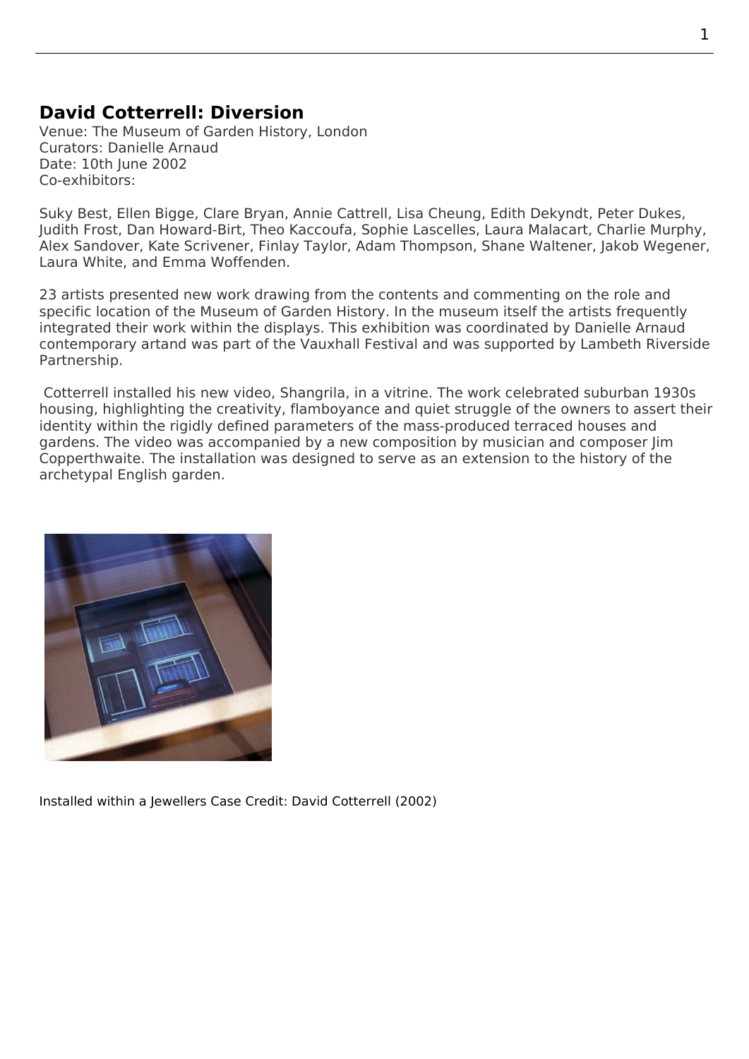## David Cotterrell: Diversion

Venue: The Museum of Garden History, London
Curators: Danielle Arnaud
Date: 10th June 2002
Co-exhibitors:

Suky Best, Ellen Bigge, Clare Bryan, Annie Cattrell, Lisa Cheung, Edith Dekyndt, Peter Dukes, Judith Frost, Dan Howard-Birt, Theo Kaccoufa, Sophie Lascelles, Laura Malacart, Charlie Murphy, Alex Sandover, Kate Scrivener, Finlay Taylor, Adam Thompson, Shane Waltener, Jakob Wegener, Laura White, and Emma Woffenden.

23 artists presented new work drawing from the contents and commenting on the role and specific location of the Museum of Garden History. In the museum itself the artists frequently integrated their work within the displays. This exhibition was coordinated by Danielle Arnaud contemporary artand was part of the Vauxhall Festival and was supported by Lambeth Riverside Partnership.

Cotterrell installed his new video, Shangrila, in a vitrine. The work celebrated suburban 1930s housing, highlighting the creativity, flamboyance and quiet struggle of the owners to assert their identity within the rigidly defined parameters of the mass-produced terraced houses and gardens. The video was accompanied by a new composition by musician and composer Jim Copperthwaite. The installation was designed to serve as an extension to the history of the archetypal English garden.

Installed within a Jewellers Case Credit: David Cotterrell (2002)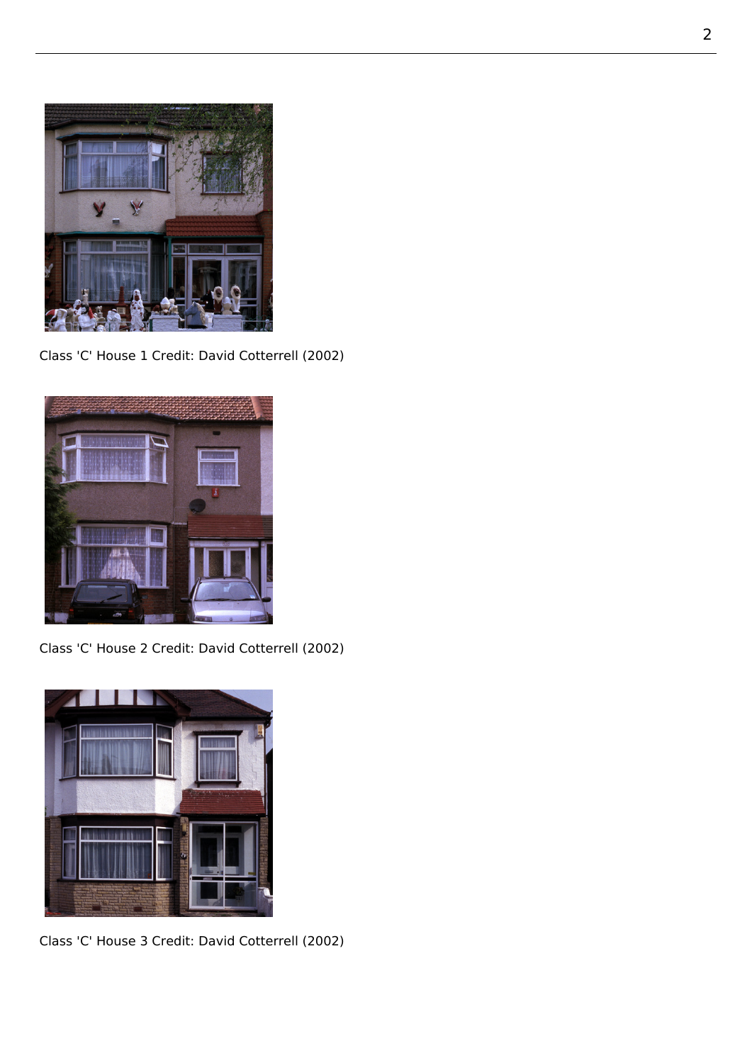Class 'C' House 1 Credit: David Cotterrell (2002)

Class 'C' House 2 Credit: David Cotterrell (2002)

Class 'C' House 3 Credit: David Cotterrell (2002)